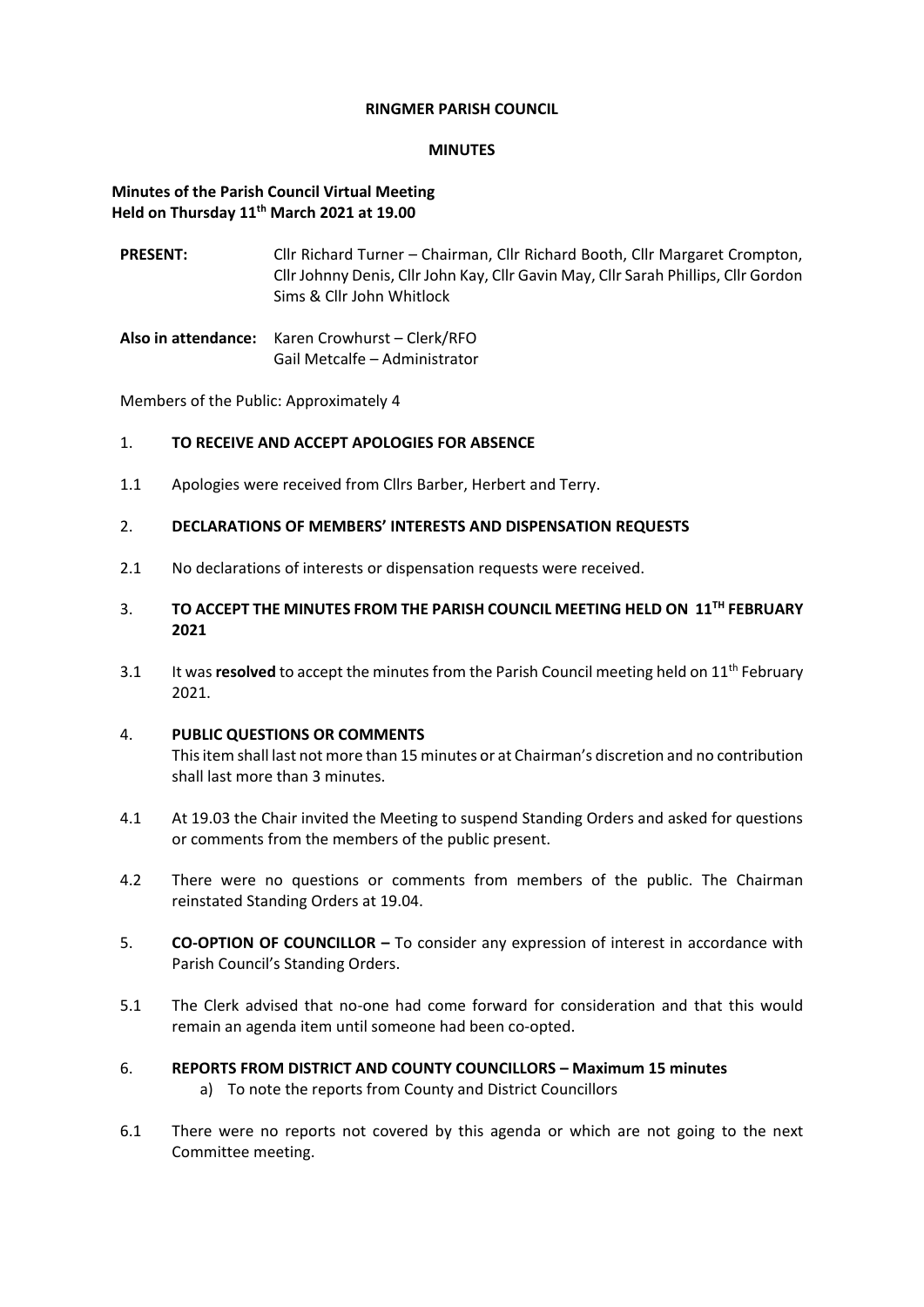# RINGMER PARISH COUNCIL

## MINUTES

**Minutes of the Parish Council Virtual Meeting**
**Held on Thursday 11th March 2021 at 19.00**

**PRESENT:** Cllr Richard Turner – Chairman, Cllr Richard Booth, Cllr Margaret Crompton, Cllr Johnny Denis, Cllr John Kay, Cllr Gavin May, Cllr Sarah Phillips, Cllr Gordon Sims & Cllr John Whitlock

**Also in attendance:** Karen Crowhurst – Clerk/RFO
Gail Metcalfe – Administrator

Members of the Public: Approximately 4

1. **TO RECEIVE AND ACCEPT APOLOGIES FOR ABSENCE**

1.1 Apologies were received from Cllrs Barber, Herbert and Terry.

2. **DECLARATIONS OF MEMBERS' INTERESTS AND DISPENSATION REQUESTS**

2.1 No declarations of interests or dispensation requests were received.

3. **TO ACCEPT THE MINUTES FROM THE PARISH COUNCIL MEETING HELD ON 11TH FEBRUARY 2021**

3.1 It was **resolved** to accept the minutes from the Parish Council meeting held on 11th February 2021.

4. **PUBLIC QUESTIONS OR COMMENTS**
This item shall last not more than 15 minutes or at Chairman's discretion and no contribution shall last more than 3 minutes.

4.1 At 19.03 the Chair invited the Meeting to suspend Standing Orders and asked for questions or comments from the members of the public present.

4.2 There were no questions or comments from members of the public. The Chairman reinstated Standing Orders at 19.04.

5. **CO-OPTION OF COUNCILLOR –** To consider any expression of interest in accordance with Parish Council's Standing Orders.

5.1 The Clerk advised that no-one had come forward for consideration and that this would remain an agenda item until someone had been co-opted.

6. **REPORTS FROM DISTRICT AND COUNTY COUNCILLORS – Maximum 15 minutes**
   a) To note the reports from County and District Councillors

6.1 There were no reports not covered by this agenda or which are not going to the next Committee meeting.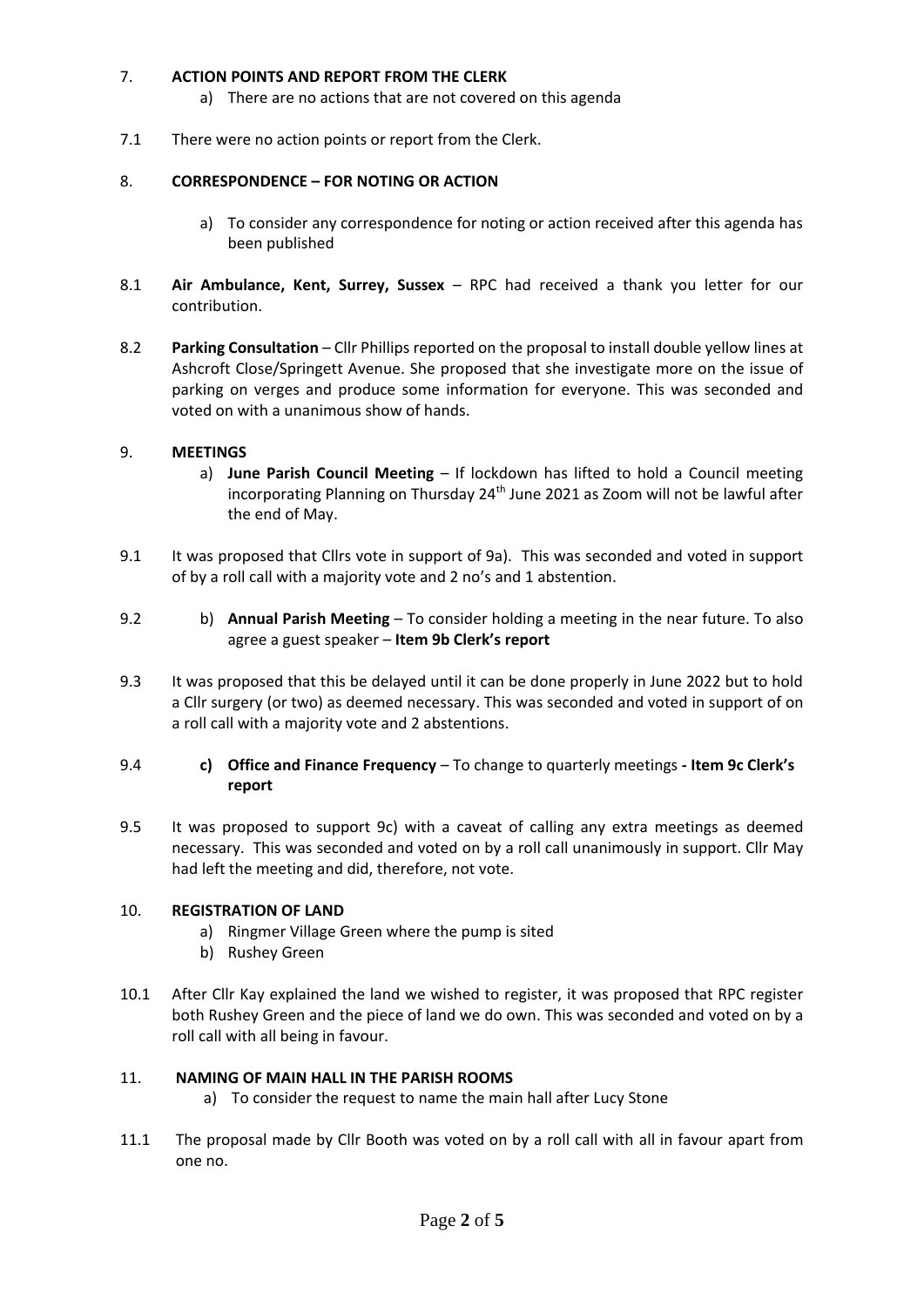7. **ACTION POINTS AND REPORT FROM THE CLERK**

   a) There are no actions that are not covered on this agenda

7.1 There were no action points or report from the Clerk.

8. **CORRESPONDENCE – FOR NOTING OR ACTION**

   a) To consider any correspondence for noting or action received after this agenda has been published

8.1 **Air Ambulance, Kent, Surrey, Sussex** – RPC had received a thank you letter for our contribution.

8.2 **Parking Consultation** – Cllr Phillips reported on the proposal to install double yellow lines at Ashcroft Close/Springett Avenue. She proposed that she investigate more on the issue of parking on verges and produce some information for everyone. This was seconded and voted on with a unanimous show of hands.

9. **MEETINGS**

   a) **June Parish Council Meeting** – If lockdown has lifted to hold a Council meeting incorporating Planning on Thursday 24th June 2021 as Zoom will not be lawful after the end of May.

9.1 It was proposed that Cllrs vote in support of 9a). This was seconded and voted in support of by a roll call with a majority vote and 2 no's and 1 abstention.

9.2 b) **Annual Parish Meeting** – To consider holding a meeting in the near future. To also agree a guest speaker – **Item 9b Clerk's report**

9.3 It was proposed that this be delayed until it can be done properly in June 2022 but to hold a Cllr surgery (or two) as deemed necessary. This was seconded and voted in support of on a roll call with a majority vote and 2 abstentions.

9.4 **c) Office and Finance Frequency** – To change to quarterly meetings **- Item 9c Clerk's report**

9.5 It was proposed to support 9c) with a caveat of calling any extra meetings as deemed necessary. This was seconded and voted on by a roll call unanimously in support. Cllr May had left the meeting and did, therefore, not vote.

10. **REGISTRATION OF LAND**

   a) Ringmer Village Green where the pump is sited
   b) Rushey Green

10.1 After Cllr Kay explained the land we wished to register, it was proposed that RPC register both Rushey Green and the piece of land we do own. This was seconded and voted on by a roll call with all being in favour.

11. **NAMING OF MAIN HALL IN THE PARISH ROOMS**

   a) To consider the request to name the main hall after Lucy Stone

11.1 The proposal made by Cllr Booth was voted on by a roll call with all in favour apart from one no.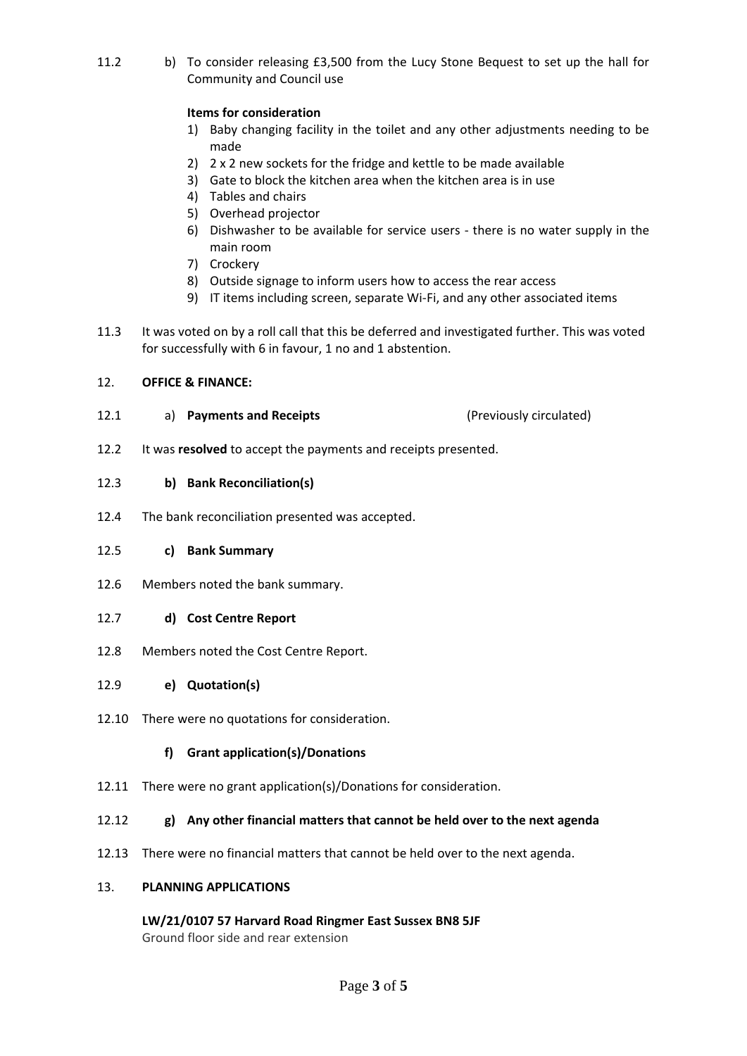11.2 b) To consider releasing £3,500 from the Lucy Stone Bequest to set up the hall for Community and Council use

**Items for consideration**

1) Baby changing facility in the toilet and any other adjustments needing to be made
2) 2 x 2 new sockets for the fridge and kettle to be made available
3) Gate to block the kitchen area when the kitchen area is in use
4) Tables and chairs
5) Overhead projector
6) Dishwasher to be available for service users - there is no water supply in the main room
7) Crockery
8) Outside signage to inform users how to access the rear access
9) IT items including screen, separate Wi-Fi, and any other associated items

11.3 It was voted on by a roll call that this be deferred and investigated further. This was voted for successfully with 6 in favour, 1 no and 1 abstention.

12. **OFFICE & FINANCE:**

12.1 a) **Payments and Receipts** (Previously circulated)

12.2 It was **resolved** to accept the payments and receipts presented.

12.3 **b) Bank Reconciliation(s)**

12.4 The bank reconciliation presented was accepted.

12.5 **c) Bank Summary**

12.6 Members noted the bank summary.

12.7 **d) Cost Centre Report**

12.8 Members noted the Cost Centre Report.

12.9 **e) Quotation(s)**

12.10 There were no quotations for consideration.

**f) Grant application(s)/Donations**

12.11 There were no grant application(s)/Donations for consideration.

12.12 **g) Any other financial matters that cannot be held over to the next agenda**

12.13 There were no financial matters that cannot be held over to the next agenda.

13. **PLANNING APPLICATIONS**

**LW/21/0107 57 Harvard Road Ringmer East Sussex BN8 5JF**
Ground floor side and rear extension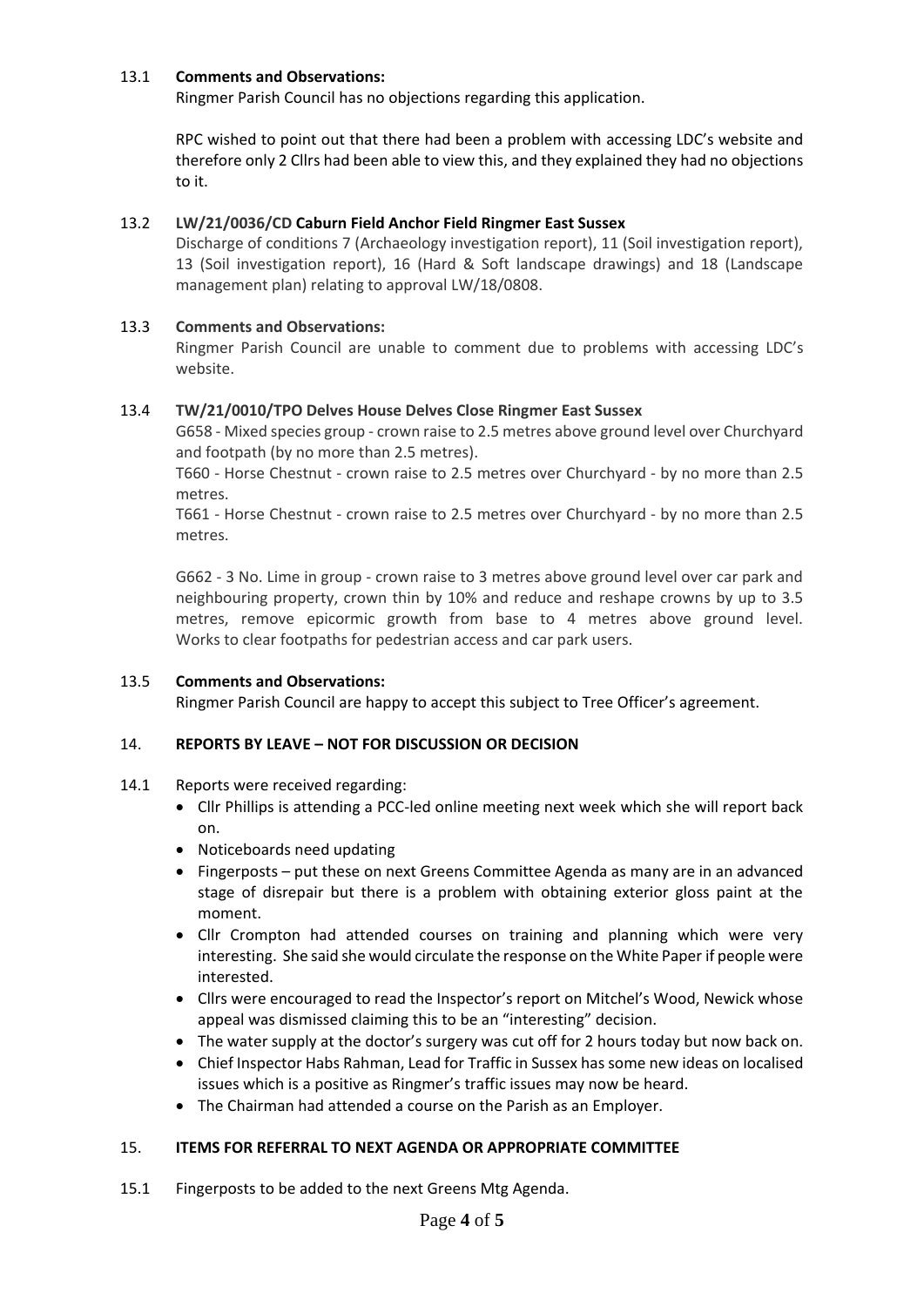13.1 **Comments and Observations:**
Ringmer Parish Council has no objections regarding this application.

RPC wished to point out that there had been a problem with accessing LDC's website and therefore only 2 Cllrs had been able to view this, and they explained they had no objections to it.

13.2 **LW/21/0036/CD Caburn Field Anchor Field Ringmer East Sussex**
Discharge of conditions 7 (Archaeology investigation report), 11 (Soil investigation report), 13 (Soil investigation report), 16 (Hard & Soft landscape drawings) and 18 (Landscape management plan) relating to approval LW/18/0808.

13.3 **Comments and Observations:**
Ringmer Parish Council are unable to comment due to problems with accessing LDC's website.

13.4 **TW/21/0010/TPO Delves House Delves Close Ringmer East Sussex**
G658 - Mixed species group - crown raise to 2.5 metres above ground level over Churchyard and footpath (by no more than 2.5 metres).
T660 - Horse Chestnut - crown raise to 2.5 metres over Churchyard - by no more than 2.5 metres.
T661 - Horse Chestnut - crown raise to 2.5 metres over Churchyard - by no more than 2.5 metres.

G662 - 3 No. Lime in group - crown raise to 3 metres above ground level over car park and neighbouring property, crown thin by 10% and reduce and reshape crowns by up to 3.5 metres, remove epicormic growth from base to 4 metres above ground level. Works to clear footpaths for pedestrian access and car park users.

13.5 **Comments and Observations:**
Ringmer Parish Council are happy to accept this subject to Tree Officer's agreement.

## 14. REPORTS BY LEAVE – NOT FOR DISCUSSION OR DECISION

14.1 Reports were received regarding:

- Cllr Phillips is attending a PCC-led online meeting next week which she will report back on.
- Noticeboards need updating
- Fingerposts – put these on next Greens Committee Agenda as many are in an advanced stage of disrepair but there is a problem with obtaining exterior gloss paint at the moment.
- Cllr Crompton had attended courses on training and planning which were very interesting. She said she would circulate the response on the White Paper if people were interested.
- Cllrs were encouraged to read the Inspector's report on Mitchel's Wood, Newick whose appeal was dismissed claiming this to be an "interesting" decision.
- The water supply at the doctor's surgery was cut off for 2 hours today but now back on.
- Chief Inspector Habs Rahman, Lead for Traffic in Sussex has some new ideas on localised issues which is a positive as Ringmer's traffic issues may now be heard.
- The Chairman had attended a course on the Parish as an Employer.

## 15. ITEMS FOR REFERRAL TO NEXT AGENDA OR APPROPRIATE COMMITTEE

15.1 Fingerposts to be added to the next Greens Mtg Agenda.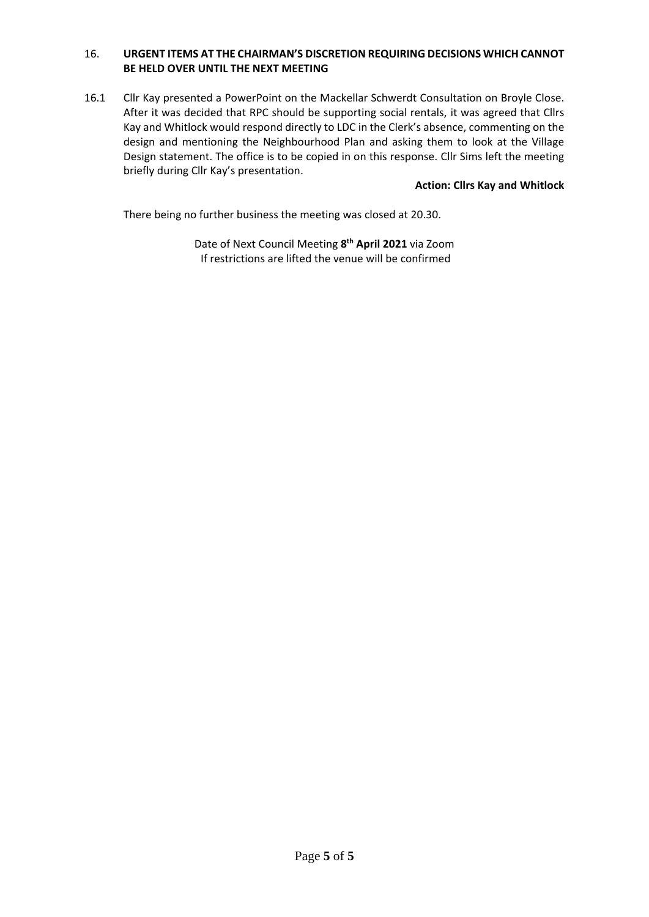16. **URGENT ITEMS AT THE CHAIRMAN'S DISCRETION REQUIRING DECISIONS WHICH CANNOT BE HELD OVER UNTIL THE NEXT MEETING**

16.1 Cllr Kay presented a PowerPoint on the Mackellar Schwerdt Consultation on Broyle Close. After it was decided that RPC should be supporting social rentals, it was agreed that Cllrs Kay and Whitlock would respond directly to LDC in the Clerk's absence, commenting on the design and mentioning the Neighbourhood Plan and asking them to look at the Village Design statement. The office is to be copied in on this response. Cllr Sims left the meeting briefly during Cllr Kay's presentation.

**Action: Cllrs Kay and Whitlock**

There being no further business the meeting was closed at 20.30.

Date of Next Council Meeting **8th April 2021** via Zoom
If restrictions are lifted the venue will be confirmed